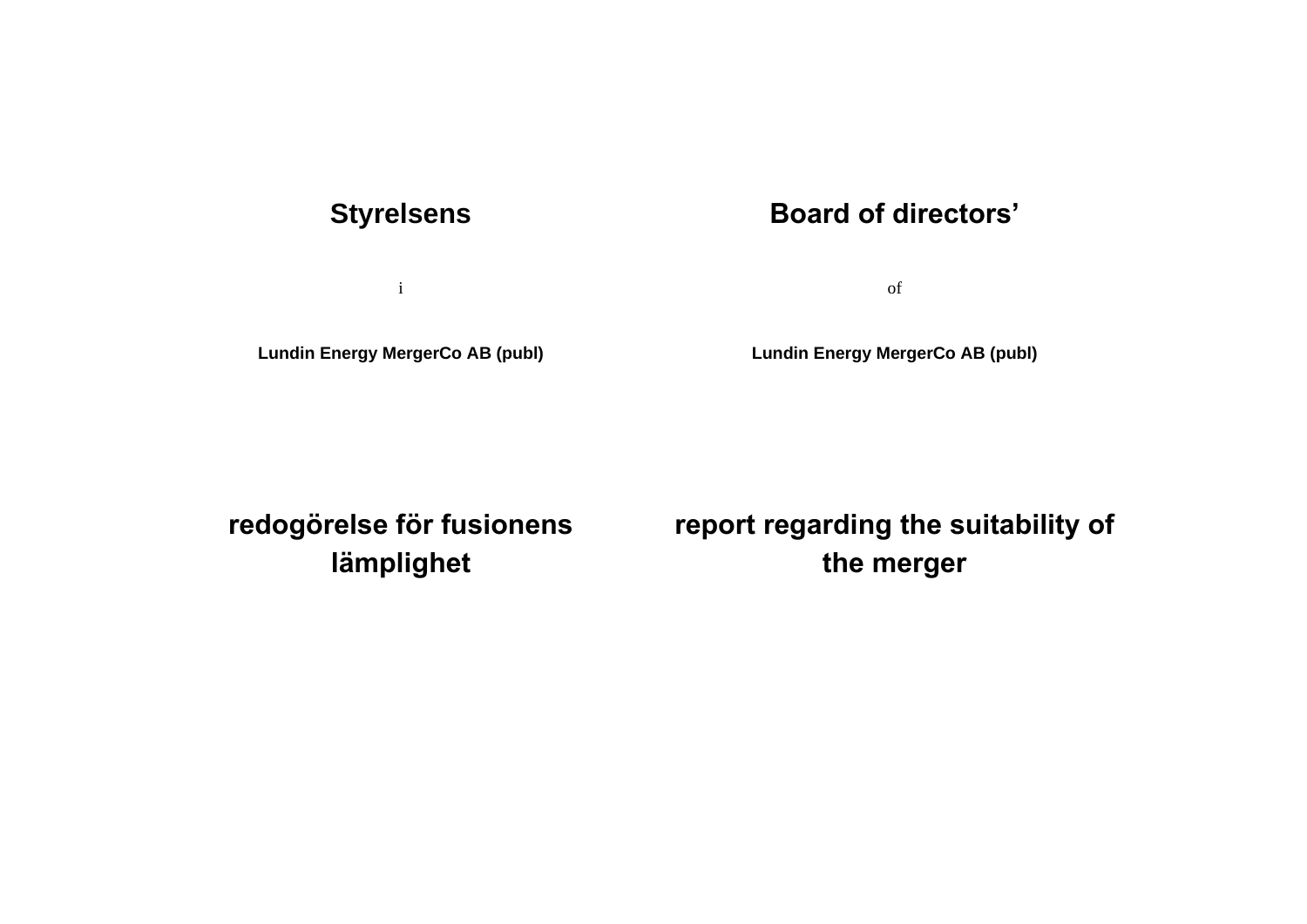**Styrelsens**

i

**Lundin Energy MergerCo AB (publ)**

**redogörelse för fusionens lämplighet**

**Board of directors'**

of

**Lundin Energy MergerCo AB (publ)**

**report regarding the suitability of the merger**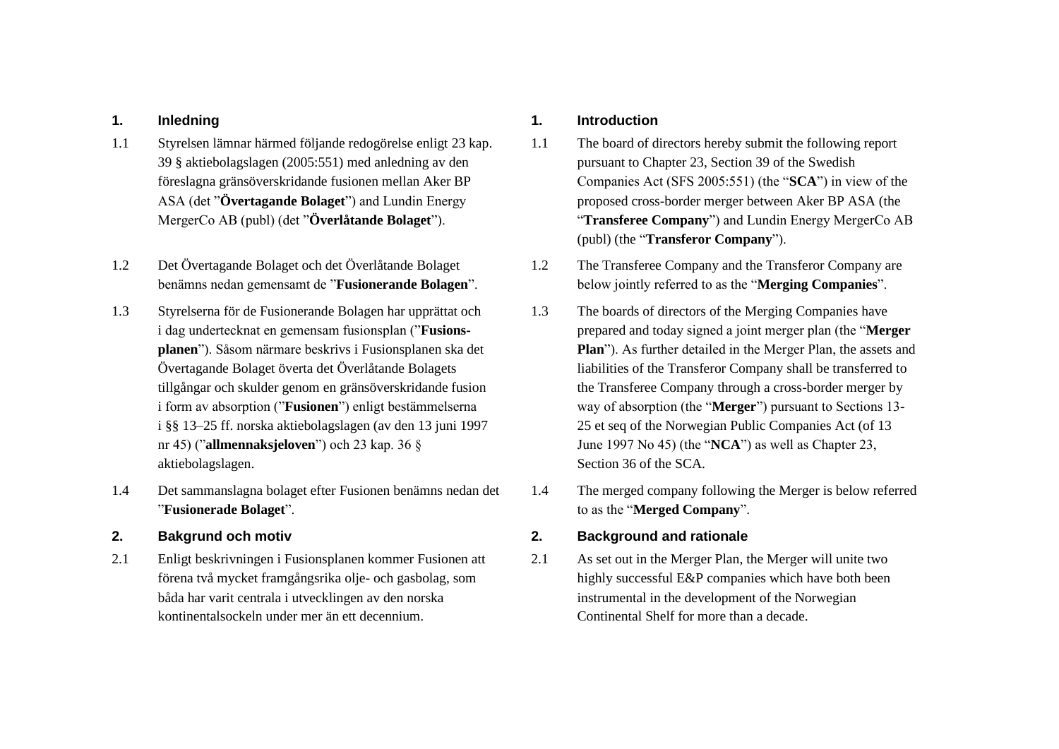## 1. Inledning

1.1 Styrelsen lämnar härmed följande redogörelse enligt 23 kap. 39 § aktiebolagslagen (2005:551) med anledning av den föreslagna gränsöverskridande fusionen mellan Aker BP ASA (det "**Övertagande Bolaget**") and Lundin Energy MergerCo AB (publ) (det "**Överlåtande Bolaget**").

1.2 Det Övertagande Bolaget och det Överlåtande Bolaget benämns nedan gemensamt de "**Fusionerande Bolagen**".

1.3 Styrelserna för de Fusionerande Bolagen har upprättat och i dag undertecknat en gemensam fusionsplan ("**Fusions-planen**"). Såsom närmare beskrivs i Fusionsplanen ska det Övertagande Bolaget överta det Överlåtande Bolagets tillgångar och skulder genom en gränsöverskridande fusion i form av absorption ("**Fusionen**") enligt bestämmelserna i §§ 13–25 ff. norska aktiebolagslagen (av den 13 juni 1997 nr 45) ("**allmennaksjeloven**") och 23 kap. 36 § aktiebolagslagen.

1.4 Det sammanslagna bolaget efter Fusionen benämns nedan det "**Fusionerade Bolaget**".

## 2. Bakgrund och motiv

2.1 Enligt beskrivningen i Fusionsplanen kommer Fusionen att förena två mycket framgångsrika olje- och gasbolag, som båda har varit centrala i utvecklingen av den norska kontinentalsockeln under mer än ett decennium.

## 1. Introduction

1.1 The board of directors hereby submit the following report pursuant to Chapter 23, Section 39 of the Swedish Companies Act (SFS 2005:551) (the "**SCA**") in view of the proposed cross-border merger between Aker BP ASA (the "**Transferee Company**") and Lundin Energy MergerCo AB (publ) (the "**Transferor Company**").

1.2 The Transferee Company and the Transferor Company are below jointly referred to as the "**Merging Companies**".

1.3 The boards of directors of the Merging Companies have prepared and today signed a joint merger plan (the "**Merger Plan**"). As further detailed in the Merger Plan, the assets and liabilities of the Transferor Company shall be transferred to the Transferee Company through a cross-border merger by way of absorption (the "**Merger**") pursuant to Sections 13-25 et seq of the Norwegian Public Companies Act (of 13 June 1997 No 45) (the "**NCA**") as well as Chapter 23, Section 36 of the SCA.

1.4 The merged company following the Merger is below referred to as the "**Merged Company**".

## 2. Background and rationale

2.1 As set out in the Merger Plan, the Merger will unite two highly successful E&P companies which have both been instrumental in the development of the Norwegian Continental Shelf for more than a decade.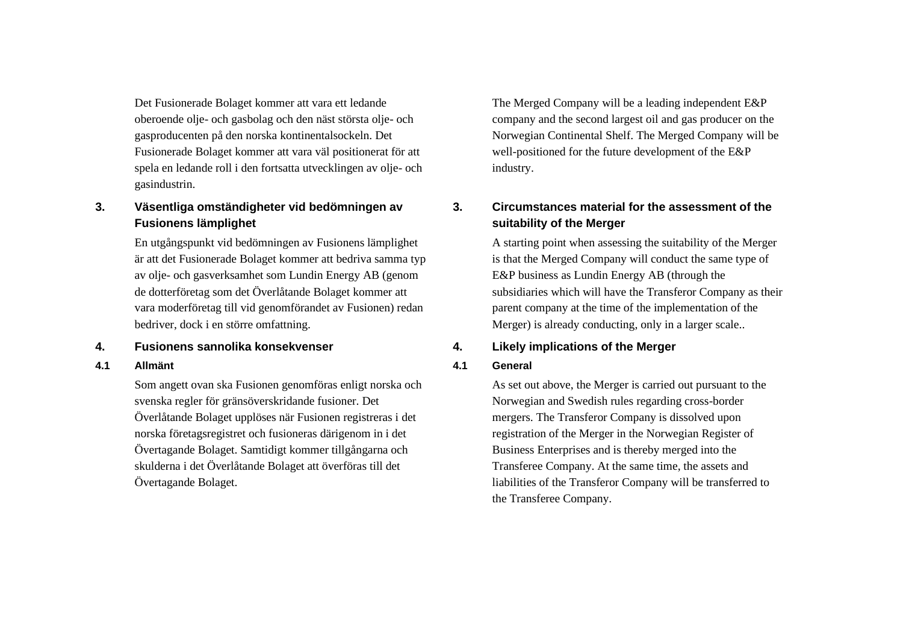Det Fusionerade Bolaget kommer att vara ett ledande oberoende olje- och gasbolag och den näst största olje- och gasproducenten på den norska kontinentalsockeln. Det Fusionerade Bolaget kommer att vara väl positionerat för att spela en ledande roll i den fortsatta utvecklingen av olje- och gasindustrin.

The Merged Company will be a leading independent E&P company and the second largest oil and gas producer on the Norwegian Continental Shelf. The Merged Company will be well-positioned for the future development of the E&P industry.

## 3. Väsentliga omständigheter vid bedömningen av Fusionens lämplighet

En utgångspunkt vid bedömningen av Fusionens lämplighet är att det Fusionerade Bolaget kommer att bedriva samma typ av olje- och gasverksamhet som Lundin Energy AB (genom de dotterföretag som det Överlåtande Bolaget kommer att vara moderföretag till vid genomförandet av Fusionen) redan bedriver, dock i en större omfattning.

## 3. Circumstances material for the assessment of the suitability of the Merger

A starting point when assessing the suitability of the Merger is that the Merged Company will conduct the same type of E&P business as Lundin Energy AB (through the subsidiaries which will have the Transferor Company as their parent company at the time of the implementation of the Merger) is already conducting, only in a larger scale..

## 4. Fusionens sannolika konsekvenser

### 4.1 Allmänt

Som angett ovan ska Fusionen genomföras enligt norska och svenska regler för gränsöverskridande fusioner. Det Överlåtande Bolaget upplöses när Fusionen registreras i det norska företagsregistret och fusioneras därigenom in i det Övertagande Bolaget. Samtidigt kommer tillgångarna och skulderna i det Överlåtande Bolaget att överföras till det Övertagande Bolaget.

## 4. Likely implications of the Merger

### 4.1 General

As set out above, the Merger is carried out pursuant to the Norwegian and Swedish rules regarding cross-border mergers. The Transferor Company is dissolved upon registration of the Merger in the Norwegian Register of Business Enterprises and is thereby merged into the Transferee Company. At the same time, the assets and liabilities of the Transferor Company will be transferred to the Transferee Company.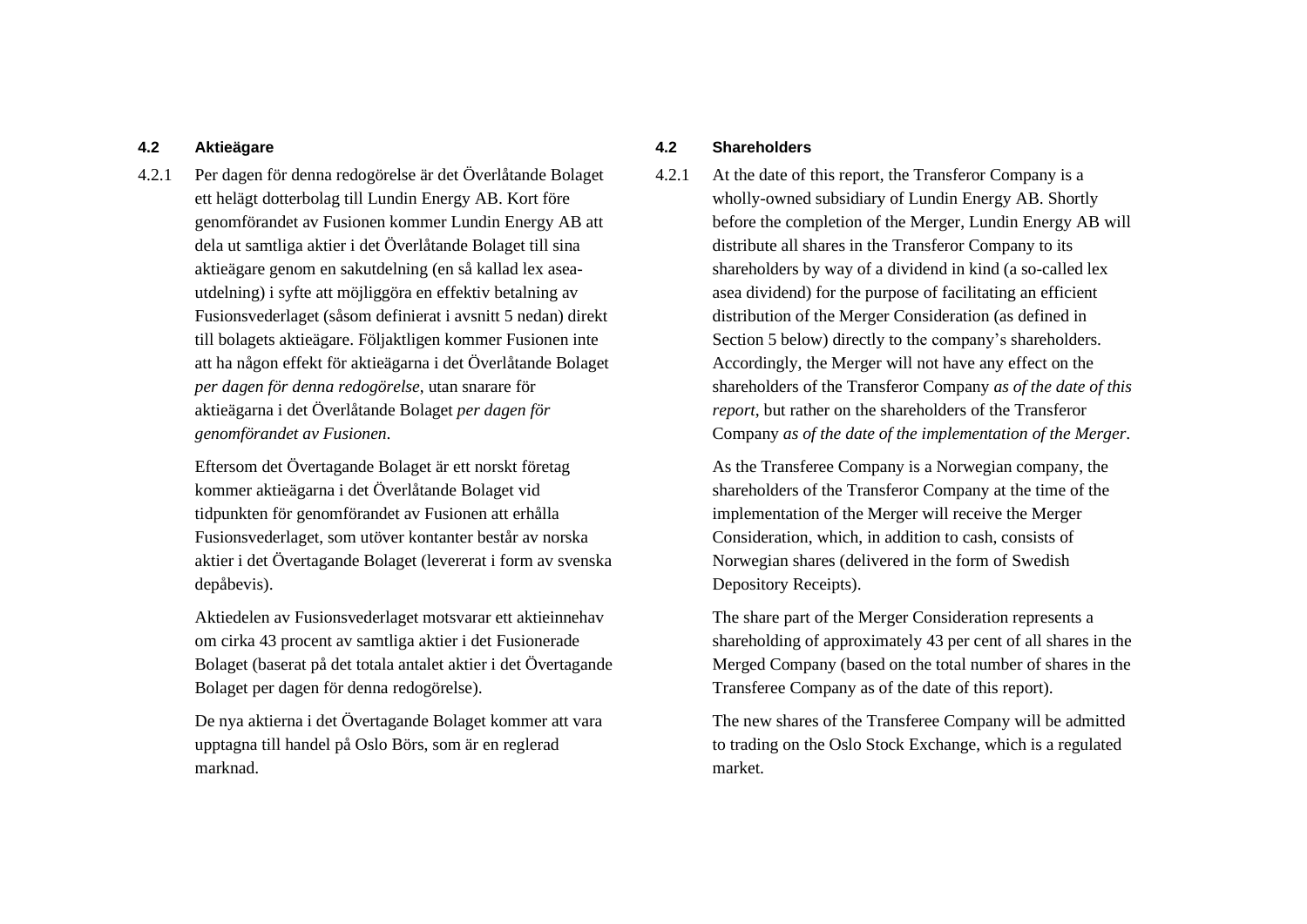### 4.2 Aktieägare

4.2.1 Per dagen för denna redogörelse är det Överlåtande Bolaget ett helägt dotterbolag till Lundin Energy AB. Kort före genomförandet av Fusionen kommer Lundin Energy AB att dela ut samtliga aktier i det Överlåtande Bolaget till sina aktieägare genom en sakutdelning (en så kallad lex asea-utdelning) i syfte att möjliggöra en effektiv betalning av Fusionsvederlaget (såsom definierat i avsnitt 5 nedan) direkt till bolagets aktieägare. Följaktligen kommer Fusionen inte att ha någon effekt för aktieägarna i det Överlåtande Bolaget *per dagen för denna redogörelse*, utan snarare för aktieägarna i det Överlåtande Bolaget *per dagen för genomförandet av Fusionen*.

Eftersom det Övertagande Bolaget är ett norskt företag kommer aktieägarna i det Överlåtande Bolaget vid tidpunkten för genomförandet av Fusionen att erhålla Fusionsvederlaget, som utöver kontanter består av norska aktier i det Övertagande Bolaget (levererat i form av svenska depåbevis).

Aktiedelen av Fusionsvederlaget motsvarar ett aktieinnehav om cirka 43 procent av samtliga aktier i det Fusionerade Bolaget (baserat på det totala antalet aktier i det Övertagande Bolaget per dagen för denna redogörelse).

De nya aktierna i det Övertagande Bolaget kommer att vara upptagna till handel på Oslo Börs, som är en reglerad marknad.

### 4.2 Shareholders

4.2.1 At the date of this report, the Transferor Company is a wholly-owned subsidiary of Lundin Energy AB. Shortly before the completion of the Merger, Lundin Energy AB will distribute all shares in the Transferor Company to its shareholders by way of a dividend in kind (a so-called lex asea dividend) for the purpose of facilitating an efficient distribution of the Merger Consideration (as defined in Section 5 below) directly to the company's shareholders. Accordingly, the Merger will not have any effect on the shareholders of the Transferor Company *as of the date of this report*, but rather on the shareholders of the Transferor Company *as of the date of the implementation of the Merger*.

As the Transferee Company is a Norwegian company, the shareholders of the Transferor Company at the time of the implementation of the Merger will receive the Merger Consideration, which, in addition to cash, consists of Norwegian shares (delivered in the form of Swedish Depository Receipts).

The share part of the Merger Consideration represents a shareholding of approximately 43 per cent of all shares in the Merged Company (based on the total number of shares in the Transferee Company as of the date of this report).

The new shares of the Transferee Company will be admitted to trading on the Oslo Stock Exchange, which is a regulated market.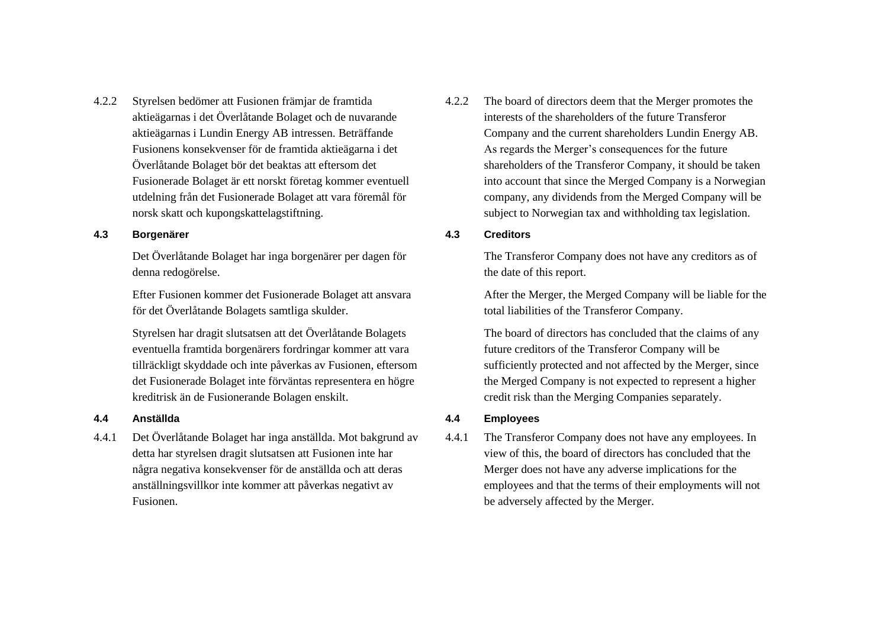4.2.2 Styrelsen bedömer att Fusionen främjar de framtida aktieägarnas i det Överlåtande Bolaget och de nuvarande aktieägarnas i Lundin Energy AB intressen. Beträffande Fusionens konsekvenser för de framtida aktieägarna i det Överlåtande Bolaget bör det beaktas att eftersom det Fusionerade Bolaget är ett norskt företag kommer eventuell utdelning från det Fusionerade Bolaget att vara föremål för norsk skatt och kupongskattelagstiftning.

### 4.3 Borgenärer

Det Överlåtande Bolaget har inga borgenärer per dagen för denna redogörelse.

Efter Fusionen kommer det Fusionerade Bolaget att ansvara för det Överlåtande Bolagets samtliga skulder.

Styrelsen har dragit slutsatsen att det Överlåtande Bolagets eventuella framtida borgenärers fordringar kommer att vara tillräckligt skyddade och inte påverkas av Fusionen, eftersom det Fusionerade Bolaget inte förväntas representera en högre kreditrisk än de Fusionerande Bolagen enskilt.

### 4.4 Anställda

4.4.1 Det Överlåtande Bolaget har inga anställda. Mot bakgrund av detta har styrelsen dragit slutsatsen att Fusionen inte har några negativa konsekvenser för de anställda och att deras anställningsvillkor inte kommer att påverkas negativt av Fusionen.

4.2.2 The board of directors deem that the Merger promotes the interests of the shareholders of the future Transferor Company and the current shareholders Lundin Energy AB. As regards the Merger's consequences for the future shareholders of the Transferor Company, it should be taken into account that since the Merged Company is a Norwegian company, any dividends from the Merged Company will be subject to Norwegian tax and withholding tax legislation.

### 4.3 Creditors

The Transferor Company does not have any creditors as of the date of this report.

After the Merger, the Merged Company will be liable for the total liabilities of the Transferor Company.

The board of directors has concluded that the claims of any future creditors of the Transferor Company will be sufficiently protected and not affected by the Merger, since the Merged Company is not expected to represent a higher credit risk than the Merging Companies separately.

### 4.4 Employees

4.4.1 The Transferor Company does not have any employees. In view of this, the board of directors has concluded that the Merger does not have any adverse implications for the employees and that the terms of their employments will not be adversely affected by the Merger.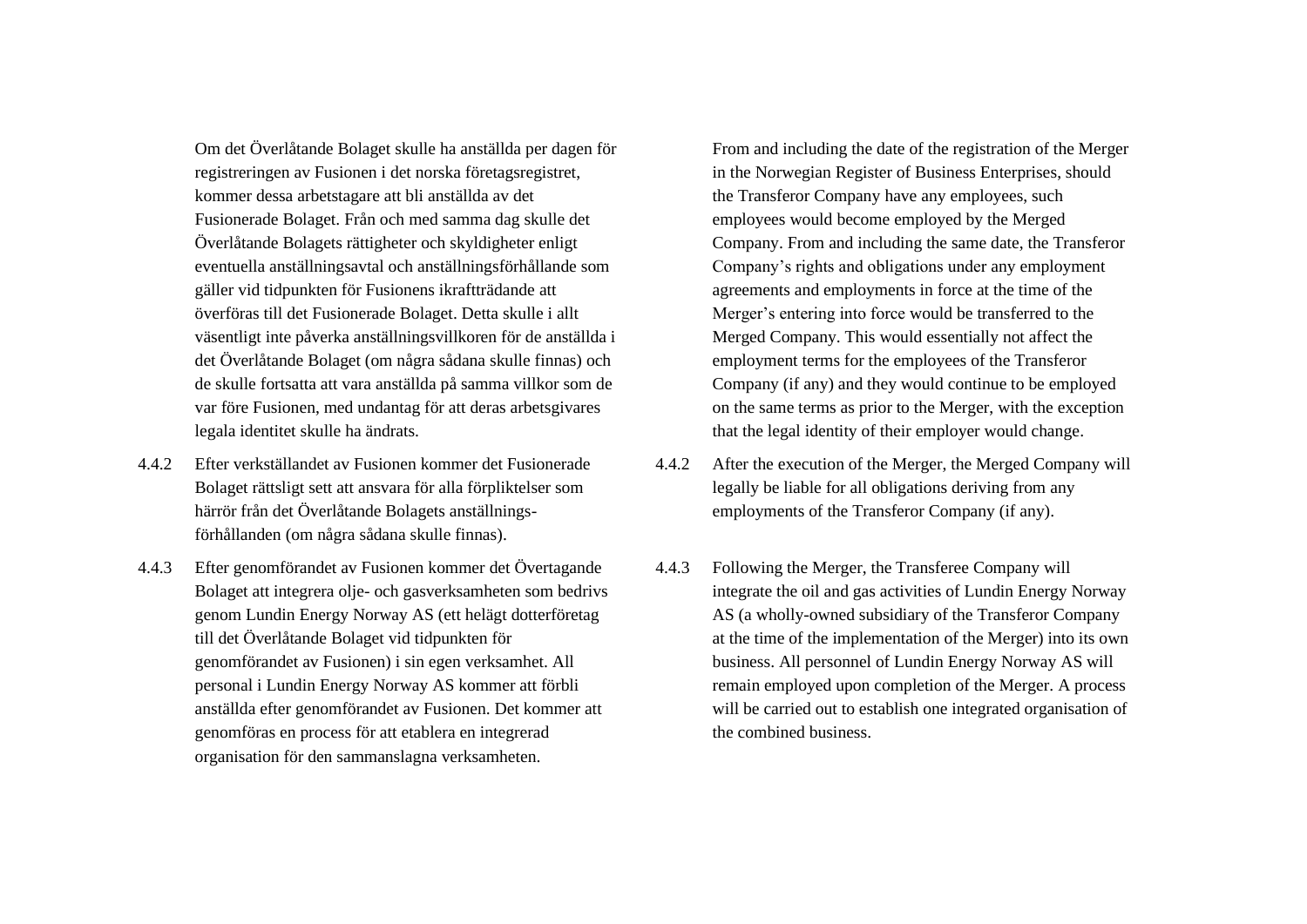Om det Överlåtande Bolaget skulle ha anställda per dagen för registreringen av Fusionen i det norska företagsregistret, kommer dessa arbetstagare att bli anställda av det Fusionerade Bolaget. Från och med samma dag skulle det Överlåtande Bolagets rättigheter och skyldigheter enligt eventuella anställningsavtal och anställningsförhållande som gäller vid tidpunkten för Fusionens ikraftträdande att överföras till det Fusionerade Bolaget. Detta skulle i allt väsentligt inte påverka anställningsvillkoren för de anställda i det Överlåtande Bolaget (om några sådana skulle finnas) och de skulle fortsatta att vara anställda på samma villkor som de var före Fusionen, med undantag för att deras arbetsgivares legala identitet skulle ha ändrats.

4.4.2 Efter verkställandet av Fusionen kommer det Fusionerade Bolaget rättsligt sett att ansvara för alla förpliktelser som härrör från det Överlåtande Bolagets anställnings-förhållanden (om några sådana skulle finnas).

4.4.3 Efter genomförandet av Fusionen kommer det Övertagande Bolaget att integrera olje- och gasverksamheten som bedrivs genom Lundin Energy Norway AS (ett helägt dotterföretag till det Överlåtande Bolaget vid tidpunkten för genomförandet av Fusionen) i sin egen verksamhet. All personal i Lundin Energy Norway AS kommer att förbli anställda efter genomförandet av Fusionen. Det kommer att genomföras en process för att etablera en integrerad organisation för den sammanslagna verksamheten.

From and including the date of the registration of the Merger in the Norwegian Register of Business Enterprises, should the Transferor Company have any employees, such employees would become employed by the Merged Company. From and including the same date, the Transferor Company's rights and obligations under any employment agreements and employments in force at the time of the Merger's entering into force would be transferred to the Merged Company. This would essentially not affect the employment terms for the employees of the Transferor Company (if any) and they would continue to be employed on the same terms as prior to the Merger, with the exception that the legal identity of their employer would change.

4.4.2 After the execution of the Merger, the Merged Company will legally be liable for all obligations deriving from any employments of the Transferor Company (if any).

4.4.3 Following the Merger, the Transferee Company will integrate the oil and gas activities of Lundin Energy Norway AS (a wholly-owned subsidiary of the Transferor Company at the time of the implementation of the Merger) into its own business. All personnel of Lundin Energy Norway AS will remain employed upon completion of the Merger. A process will be carried out to establish one integrated organisation of the combined business.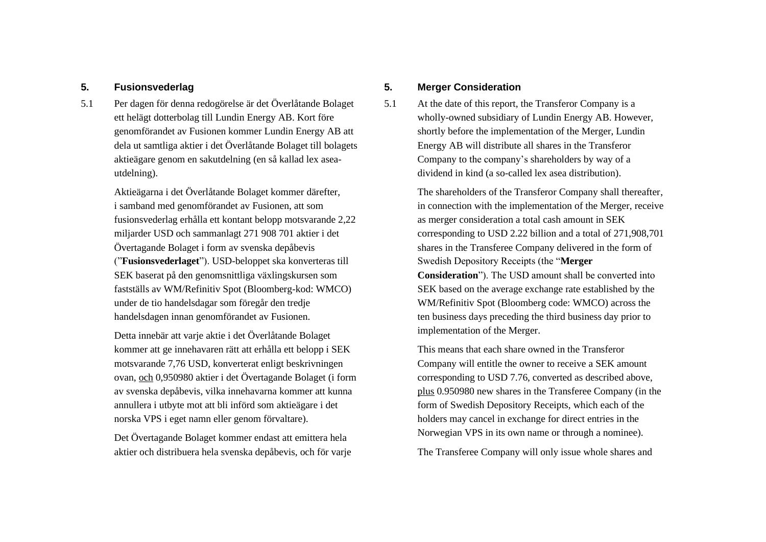## 5. Fusionsvederlag

5.1 Per dagen för denna redogörelse är det Överlåtande Bolaget ett helägt dotterbolag till Lundin Energy AB. Kort före genomförandet av Fusionen kommer Lundin Energy AB att dela ut samtliga aktier i det Överlåtande Bolaget till bolagets aktieägare genom en sakutdelning (en så kallad lex asea-utdelning).

Aktieägarna i det Överlåtande Bolaget kommer därefter, i samband med genomförandet av Fusionen, att som fusionsvederlag erhålla ett kontant belopp motsvarande 2,22 miljarder USD och sammanlagt 271 908 701 aktier i det Övertagande Bolaget i form av svenska depåbevis (”**Fusionsvederlaget**”). USD-beloppet ska konverteras till SEK baserat på den genomsnittliga växlingskursen som fastställs av WM/Refinitiv Spot (Bloomberg-kod: WMCO) under de tio handelsdagar som föregår den tredje handelsdagen innan genomförandet av Fusionen.

Detta innebär att varje aktie i det Överlåtande Bolaget kommer att ge innehavaren rätt att erhålla ett belopp i SEK motsvarande 7,76 USD, konverterat enligt beskrivningen ovan, och 0,950980 aktier i det Övertagande Bolaget (i form av svenska depåbevis, vilka innehavarna kommer att kunna annullera i utbyte mot att bli införd som aktieägare i det norska VPS i eget namn eller genom förvaltare).

Det Övertagande Bolaget kommer endast att emittera hela aktier och distribuera hela svenska depåbevis, och för varje

## 5. Merger Consideration

5.1 At the date of this report, the Transferor Company is a wholly-owned subsidiary of Lundin Energy AB. However, shortly before the implementation of the Merger, Lundin Energy AB will distribute all shares in the Transferor Company to the company’s shareholders by way of a dividend in kind (a so-called lex asea distribution).

The shareholders of the Transferor Company shall thereafter, in connection with the implementation of the Merger, receive as merger consideration a total cash amount in SEK corresponding to USD 2.22 billion and a total of 271,908,701 shares in the Transferee Company delivered in the form of Swedish Depository Receipts (the “**Merger Consideration**”). The USD amount shall be converted into SEK based on the average exchange rate established by the WM/Refinitiv Spot (Bloomberg code: WMCO) across the ten business days preceding the third business day prior to implementation of the Merger.

This means that each share owned in the Transferor Company will entitle the owner to receive a SEK amount corresponding to USD 7.76, converted as described above, plus 0.950980 new shares in the Transferee Company (in the form of Swedish Depository Receipts, which each of the holders may cancel in exchange for direct entries in the Norwegian VPS in its own name or through a nominee).

The Transferee Company will only issue whole shares and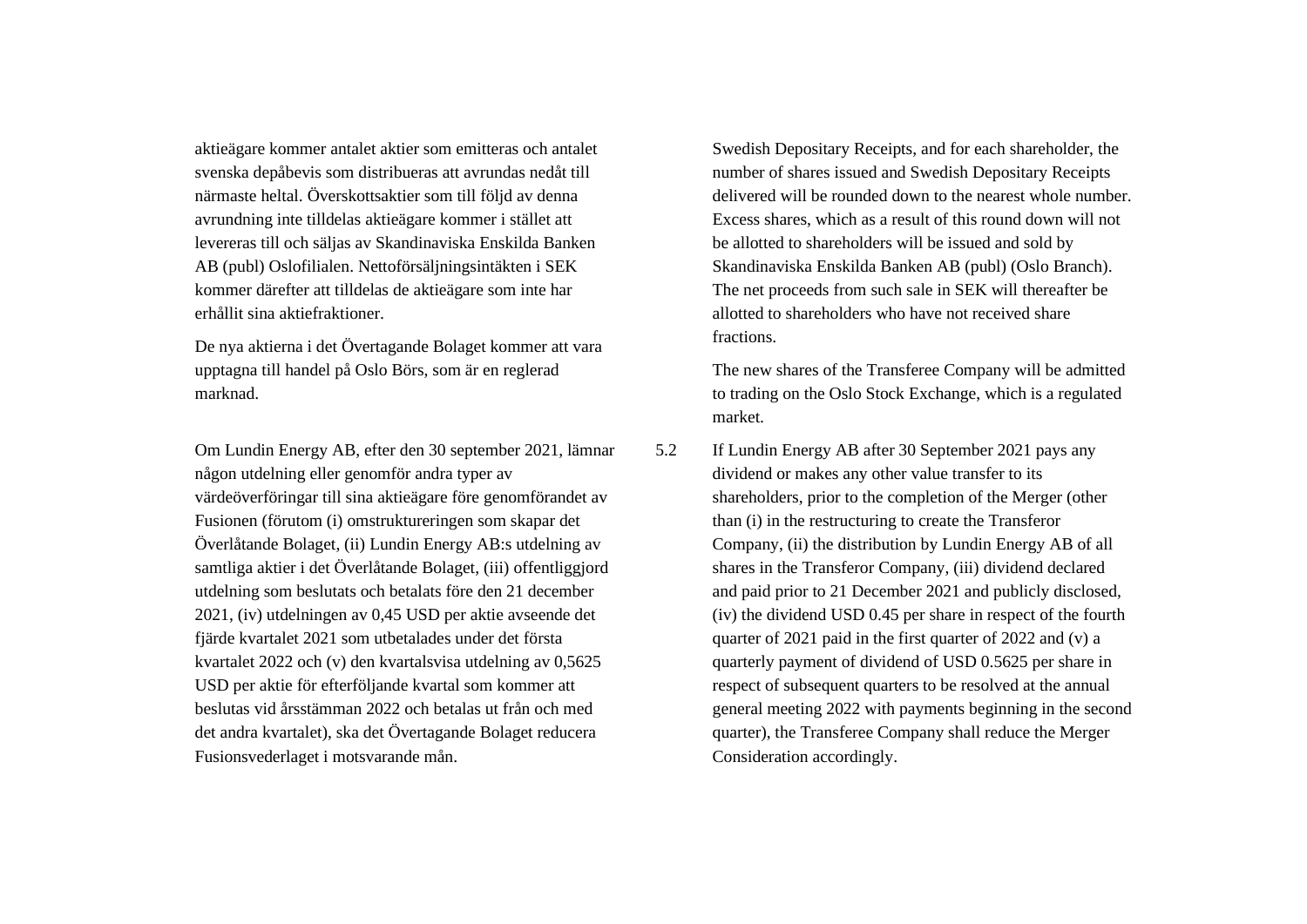aktieägare kommer antalet aktier som emitteras och antalet svenska depåbevis som distribueras att avrundas nedåt till närmaste heltal. Överskottsaktier som till följd av denna avrundning inte tilldelas aktieägare kommer i stället att levereras till och säljas av Skandinaviska Enskilda Banken AB (publ) Oslofilialen. Nettoförsäljningsintäkten i SEK kommer därefter att tilldelas de aktieägare som inte har erhållit sina aktiefraktioner.

De nya aktierna i det Övertagande Bolaget kommer att vara upptagna till handel på Oslo Börs, som är en reglerad marknad.

Om Lundin Energy AB, efter den 30 september 2021, lämnar någon utdelning eller genomför andra typer av värdeöverföringar till sina aktieägare före genomförandet av Fusionen (förutom (i) omstruktureringen som skapar det Överlåtande Bolaget, (ii) Lundin Energy AB:s utdelning av samtliga aktier i det Överlåtande Bolaget, (iii) offentliggjord utdelning som beslutats och betalats före den 21 december 2021, (iv) utdelningen av 0,45 USD per aktie avseende det fjärde kvartalet 2021 som utbetalades under det första kvartalet 2022 och (v) den kvartalsvisa utdelning av 0,5625 USD per aktie för efterföljande kvartal som kommer att beslutas vid årsstämman 2022 och betalas ut från och med det andra kvartalet), ska det Övertagande Bolaget reducera Fusionsvederlaget i motsvarande mån.

Swedish Depositary Receipts, and for each shareholder, the number of shares issued and Swedish Depositary Receipts delivered will be rounded down to the nearest whole number. Excess shares, which as a result of this round down will not be allotted to shareholders will be issued and sold by Skandinaviska Enskilda Banken AB (publ) (Oslo Branch). The net proceeds from such sale in SEK will thereafter be allotted to shareholders who have not received share fractions.

The new shares of the Transferee Company will be admitted to trading on the Oslo Stock Exchange, which is a regulated market.

5.2 If Lundin Energy AB after 30 September 2021 pays any dividend or makes any other value transfer to its shareholders, prior to the completion of the Merger (other than (i) in the restructuring to create the Transferor Company, (ii) the distribution by Lundin Energy AB of all shares in the Transferor Company, (iii) dividend declared and paid prior to 21 December 2021 and publicly disclosed, (iv) the dividend USD 0.45 per share in respect of the fourth quarter of 2021 paid in the first quarter of 2022 and (v) a quarterly payment of dividend of USD 0.5625 per share in respect of subsequent quarters to be resolved at the annual general meeting 2022 with payments beginning in the second quarter), the Transferee Company shall reduce the Merger Consideration accordingly.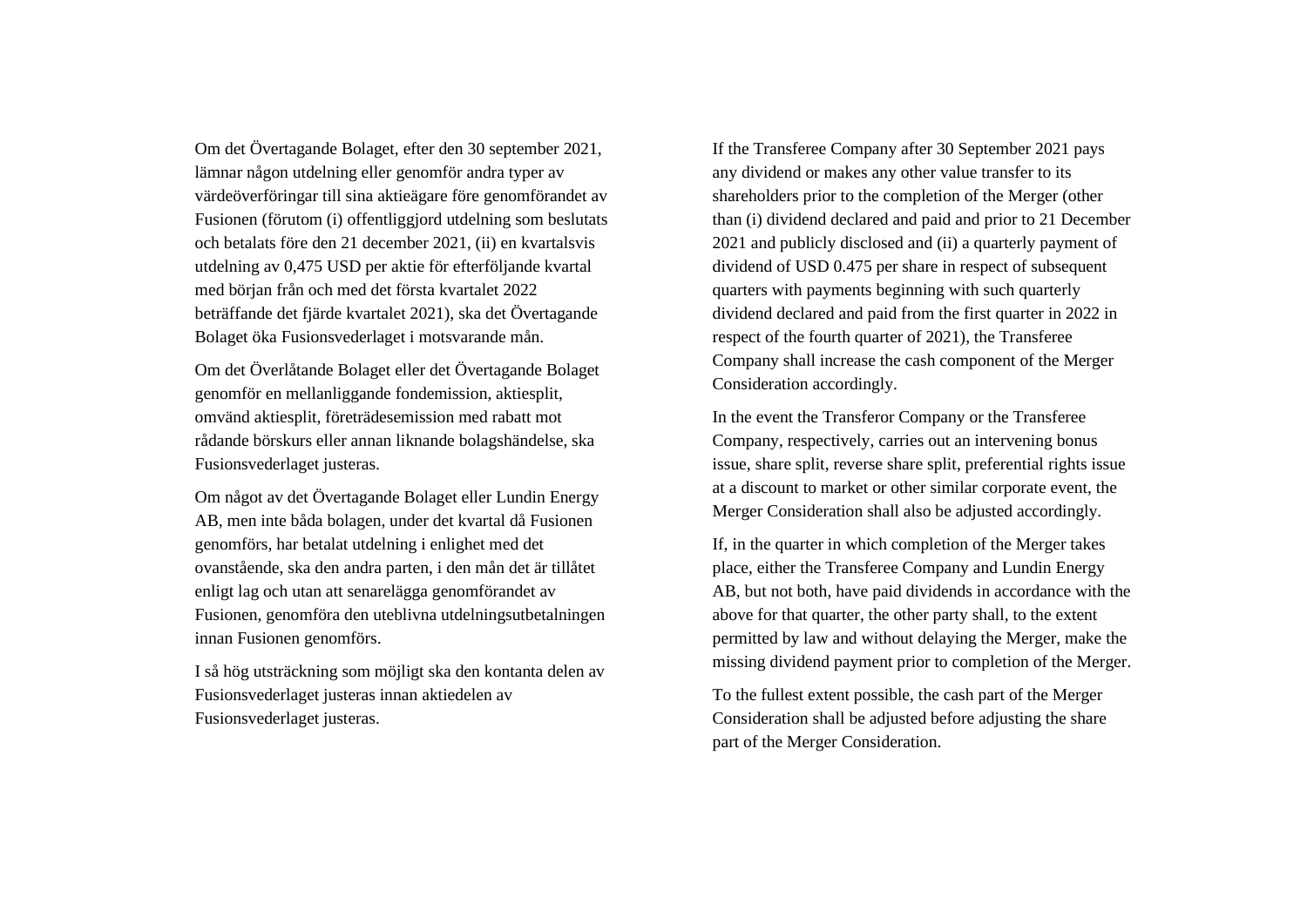Om det Övertagande Bolaget, efter den 30 september 2021, lämnar någon utdelning eller genomför andra typer av värdeöverföringar till sina aktieägare före genomförandet av Fusionen (förutom (i) offentliggjord utdelning som beslutats och betalats före den 21 december 2021, (ii) en kvartalsvis utdelning av 0,475 USD per aktie för efterföljande kvartal med början från och med det första kvartalet 2022 beträffande det fjärde kvartalet 2021), ska det Övertagande Bolaget öka Fusionsvederlaget i motsvarande mån.

Om det Överlåtande Bolaget eller det Övertagande Bolaget genomför en mellanliggande fondemission, aktiesplit, omvänd aktiesplit, företrädesemission med rabatt mot rådande börskurs eller annan liknande bolagshändelse, ska Fusionsvederlaget justeras.

Om något av det Övertagande Bolaget eller Lundin Energy AB, men inte båda bolagen, under det kvartal då Fusionen genomförs, har betalat utdelning i enlighet med det ovanstående, ska den andra parten, i den mån det är tillåtet enligt lag och utan att senarelägga genomförandet av Fusionen, genomföra den uteblivna utdelningsutbetalningen innan Fusionen genomförs.

I så hög utsträckning som möjligt ska den kontanta delen av Fusionsvederlaget justeras innan aktiedelen av Fusionsvederlaget justeras.

If the Transferee Company after 30 September 2021 pays any dividend or makes any other value transfer to its shareholders prior to the completion of the Merger (other than (i) dividend declared and paid and prior to 21 December 2021 and publicly disclosed and (ii) a quarterly payment of dividend of USD 0.475 per share in respect of subsequent quarters with payments beginning with such quarterly dividend declared and paid from the first quarter in 2022 in respect of the fourth quarter of 2021), the Transferee Company shall increase the cash component of the Merger Consideration accordingly.

In the event the Transferor Company or the Transferee Company, respectively, carries out an intervening bonus issue, share split, reverse share split, preferential rights issue at a discount to market or other similar corporate event, the Merger Consideration shall also be adjusted accordingly.

If, in the quarter in which completion of the Merger takes place, either the Transferee Company and Lundin Energy AB, but not both, have paid dividends in accordance with the above for that quarter, the other party shall, to the extent permitted by law and without delaying the Merger, make the missing dividend payment prior to completion of the Merger.

To the fullest extent possible, the cash part of the Merger Consideration shall be adjusted before adjusting the share part of the Merger Consideration.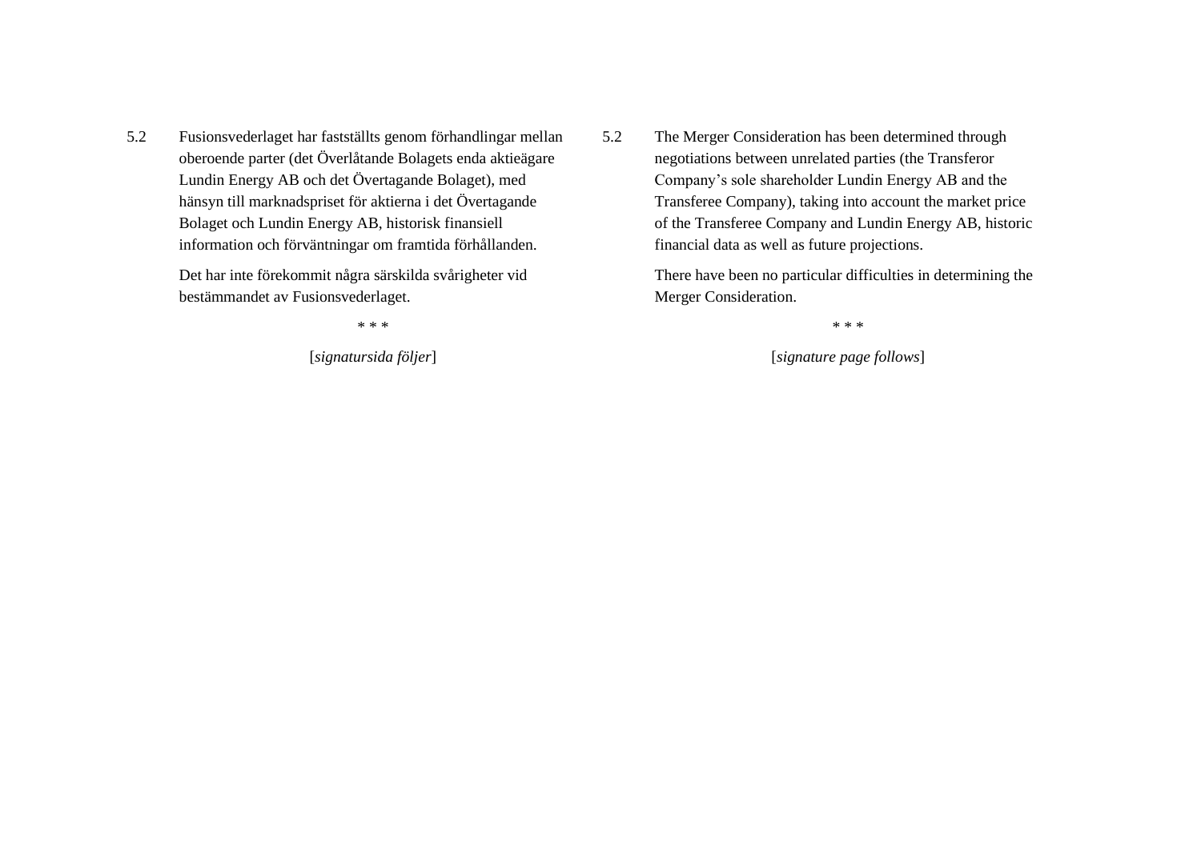5.2 Fusionsvederlaget har fastställts genom förhandlingar mellan oberoende parter (det Överlåtande Bolagets enda aktieägare Lundin Energy AB och det Övertagande Bolaget), med hänsyn till marknadspriset för aktierna i det Övertagande Bolaget och Lundin Energy AB, historisk finansiell information och förväntningar om framtida förhållanden.

Det har inte förekommit några särskilda svårigheter vid bestämmandet av Fusionsvederlaget.

\* \* \*

[*signatursida följer*]

5.2 The Merger Consideration has been determined through negotiations between unrelated parties (the Transferor Company's sole shareholder Lundin Energy AB and the Transferee Company), taking into account the market price of the Transferee Company and Lundin Energy AB, historic financial data as well as future projections.

There have been no particular difficulties in determining the Merger Consideration.

\* \* \*

[*signature page follows*]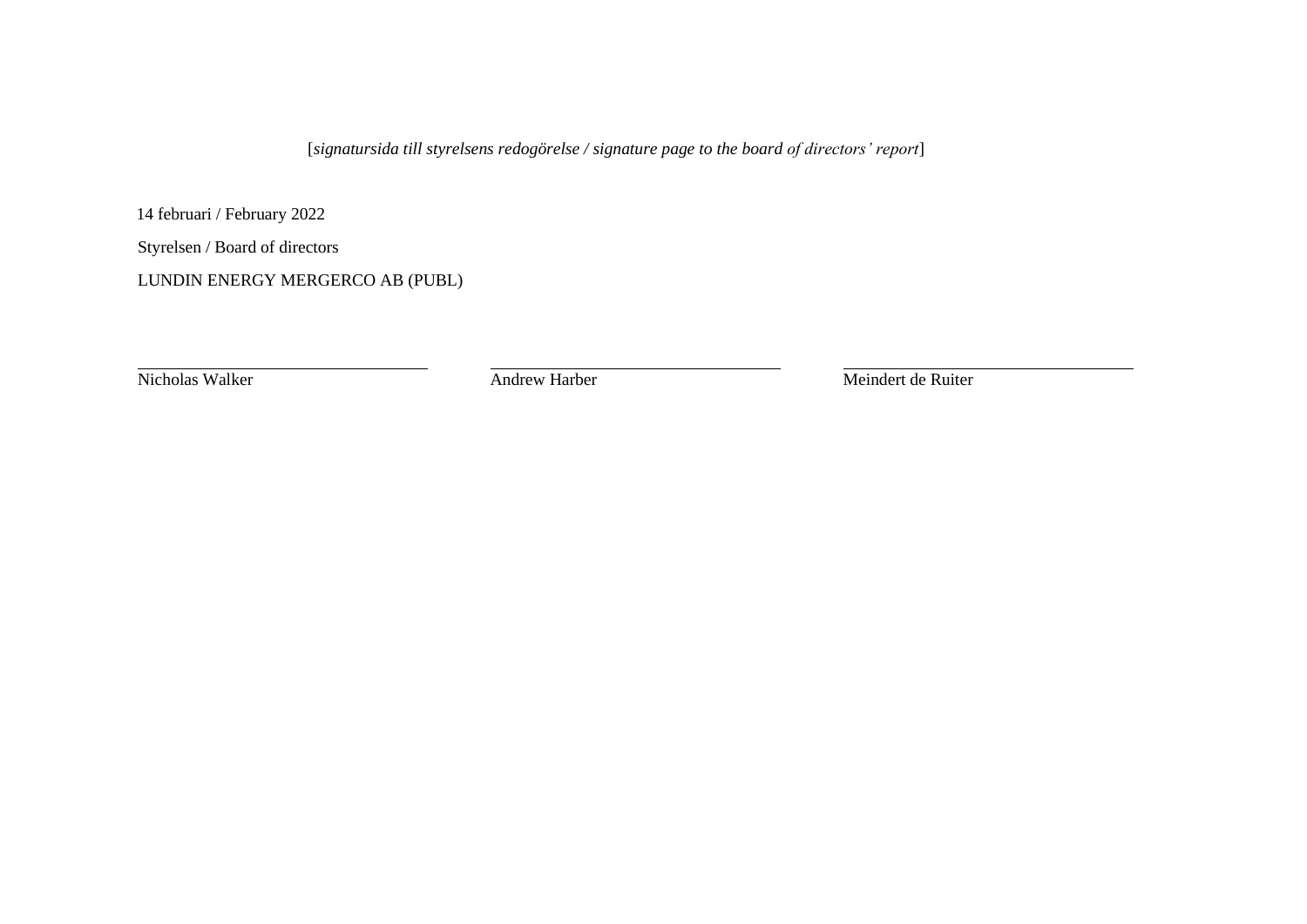[*signatursida till styrelsens redogörelse / signature page to the board of directors' report*]

14 februari / February 2022

Styrelsen / Board of directors

LUNDIN ENERGY MERGERCO AB (PUBL)

| | | |
|---|---|---|
| Nicholas Walker | Andrew Harber | Meindert de Ruiter |